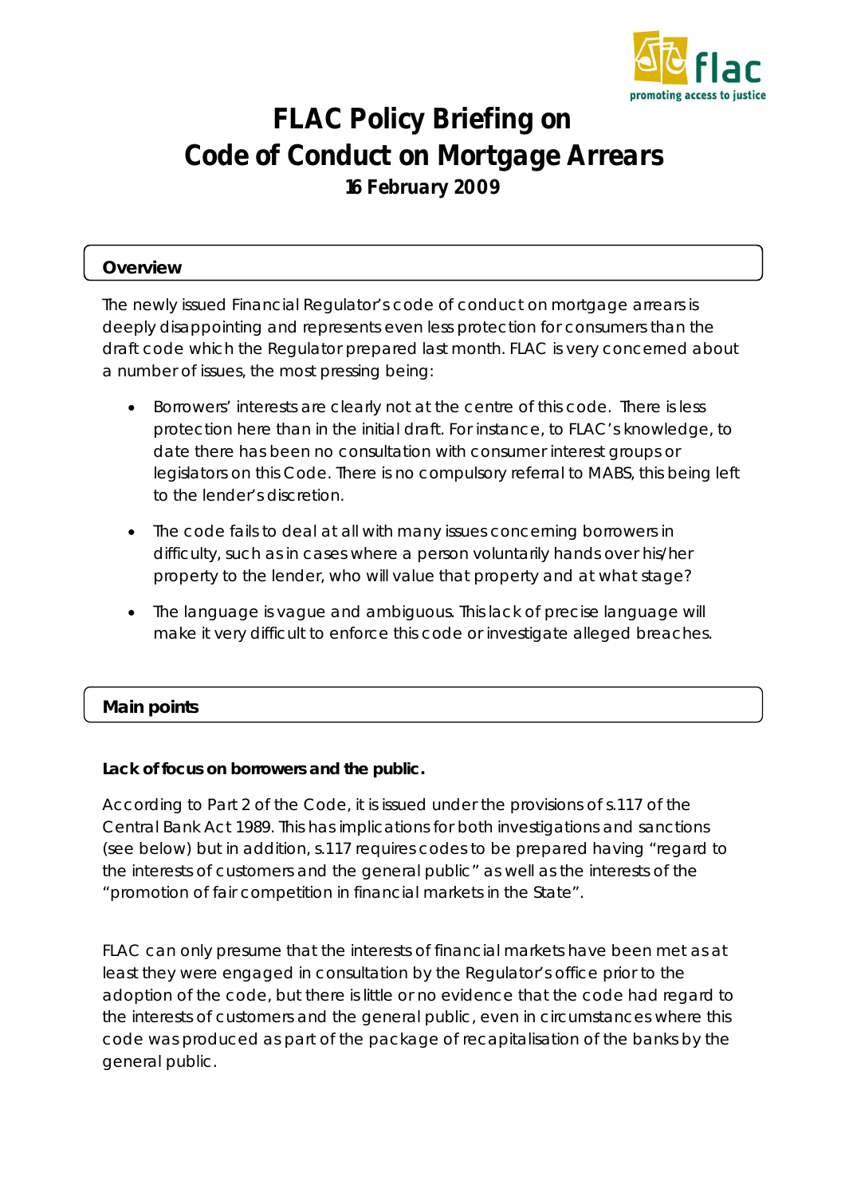# FLAC Policy Briefing on Code of Conduct on Mortgage Arrears

**16 February 2009**

## Overview

The newly issued Financial Regulator's code of conduct on mortgage arrears is deeply disappointing and represents even less protection for consumers than the draft code which the Regulator prepared last month. FLAC is very concerned about a number of issues, the most pressing being:

- Borrowers' interests are clearly not at the centre of this code. There is less protection here than in the initial draft. For instance, to FLAC's knowledge, to date there has been no consultation with consumer interest groups or legislators on this Code. There is no compulsory referral to MABS, this being left to the lender's discretion.
- The code fails to deal at all with many issues concerning borrowers in difficulty, such as in cases where a person voluntarily hands over his/her property to the lender, who will value that property and at what stage?
- The language is vague and ambiguous. This lack of precise language will make it very difficult to enforce this code or investigate alleged breaches.

## Main points

**Lack of focus on borrowers and the public.**

According to Part 2 of the Code, it is issued under the provisions of s.117 of the Central Bank Act 1989. This has implications for both investigations and sanctions (see below) but in addition, s.117 requires codes to be prepared having "regard to the interests of customers and the general public" as well as the interests of the "promotion of fair competition in financial markets in the State".

FLAC can only presume that the interests of financial markets have been met as at least they were engaged in consultation by the Regulator's office prior to the adoption of the code, but there is little or no evidence that the code had regard to the interests of customers and the general public, even in circumstances where this code was produced as part of the package of recapitalisation of the banks by the general public.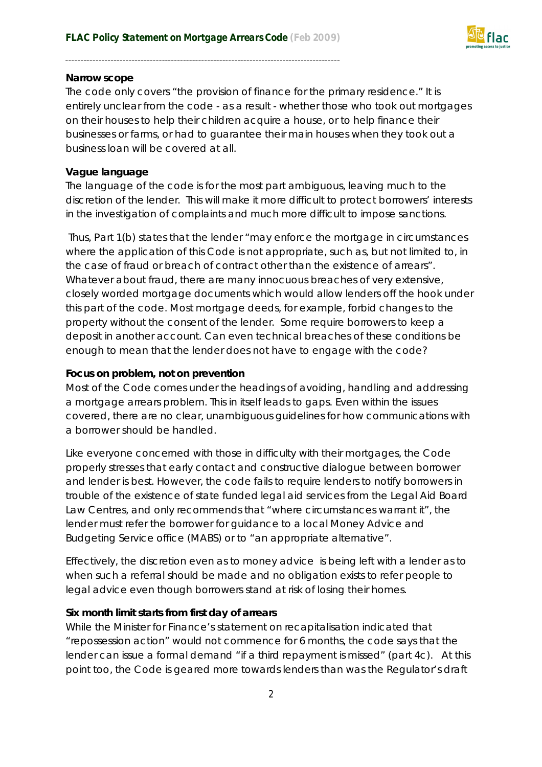**Narrow scope**

The code only covers "the provision of finance for the primary residence." It is entirely unclear from the code - as a result - whether those who took out mortgages on their houses to help their children acquire a house, or to help finance their businesses or farms, or had to guarantee their main houses when they took out a business loan will be covered at all.

**Vague language**

The language of the code is for the most part ambiguous, leaving much to the discretion of the lender. This will make it more difficult to protect borrowers' interests in the investigation of complaints and much more difficult to impose sanctions.

Thus, Part 1(b) states that the lender "may enforce the mortgage in circumstances where the application of this Code is not appropriate, such as, but not limited to, in the case of fraud or breach of contract other than the existence of arrears". Whatever about fraud, there are many innocuous breaches of very extensive, closely worded mortgage documents which would allow lenders off the hook under this part of the code. Most mortgage deeds, for example, forbid changes to the property without the consent of the lender. Some require borrowers to keep a deposit in another account. Can even technical breaches of these conditions be enough to mean that the lender does not have to engage with the code?

**Focus on problem, not on prevention**

Most of the Code comes under the headings of avoiding, handling and addressing a mortgage arrears problem. This in itself leads to gaps. Even within the issues covered, there are no clear, unambiguous guidelines for how communications with a borrower should be handled.

Like everyone concerned with those in difficulty with their mortgages, the Code properly stresses that early contact and constructive dialogue between borrower and lender is best. However, the code fails to require lenders to notify borrowers in trouble of the existence of state funded legal aid services from the Legal Aid Board Law Centres, and only recommends that "where circumstances warrant it", the lender must refer the borrower for guidance to a local Money Advice and Budgeting Service office (MABS) or to "an appropriate alternative".

Effectively, the discretion even as to money advice is being left with a lender as to when such a referral should be made and no obligation exists to refer people to legal advice even though borrowers stand at risk of losing their homes.

**Six month limit starts from first day of arrears**

While the Minister for Finance's statement on recapitalisation indicated that "repossession action" would not commence for 6 months, the code says that the lender can issue a formal demand "if a third repayment is missed" (part 4c). At this point too, the Code is geared more towards lenders than was the Regulator's draft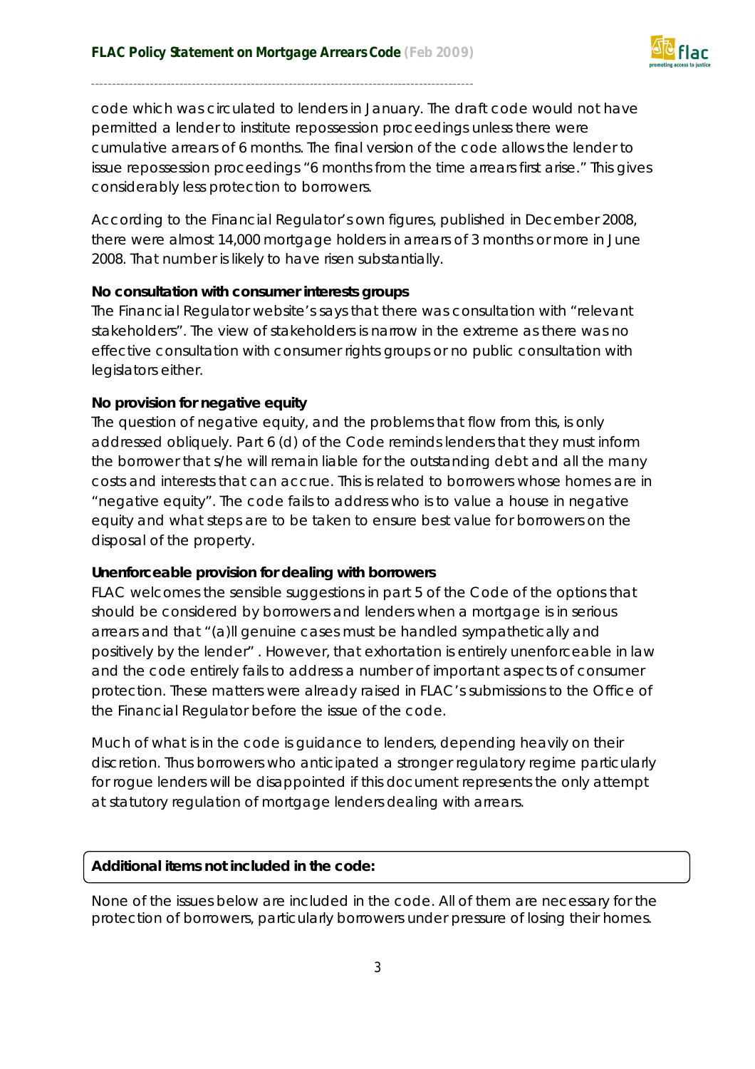code which was circulated to lenders in January. The draft code would not have permitted a lender to institute repossession proceedings unless there were cumulative arrears of 6 months. The final version of the code allows the lender to issue repossession proceedings "6 months from the time arrears first arise." This gives considerably less protection to borrowers.

According to the Financial Regulator's own figures, published in December 2008, there were almost 14,000 mortgage holders in arrears of 3 months or more in June 2008. That number is likely to have risen substantially.

**No consultation with consumer interests groups**

The Financial Regulator website's says that there was consultation with "relevant stakeholders". The view of stakeholders is narrow in the extreme as there was no effective consultation with consumer rights groups or no public consultation with legislators either.

**No provision for negative equity**

The question of negative equity, and the problems that flow from this, is only addressed obliquely. Part 6 (d) of the Code reminds lenders that they must inform the borrower that s/he will remain liable for the outstanding debt and all the many costs and interests that can accrue. This is related to borrowers whose homes are in "negative equity". The code fails to address who is to value a house in negative equity and what steps are to be taken to ensure best value for borrowers on the disposal of the property.

**Unenforceable provision for dealing with borrowers**

FLAC welcomes the sensible suggestions in part 5 of the Code of the options that should be considered by borrowers and lenders when a mortgage is in serious arrears and that "(a)ll genuine cases must be handled sympathetically and positively by the lender" . However, that exhortation is entirely unenforceable in law and the code entirely fails to address a number of important aspects of consumer protection. These matters were already raised in FLAC's submissions to the Office of the Financial Regulator before the issue of the code.

Much of what is in the code is guidance to lenders, depending heavily on their discretion. Thus borrowers who anticipated a stronger regulatory regime particularly for rogue lenders will be disappointed if this document represents the only attempt at statutory regulation of mortgage lenders dealing with arrears.

**Additional items not included in the code:**

None of the issues below are included in the code. All of them are necessary for the protection of borrowers, particularly borrowers under pressure of losing their homes.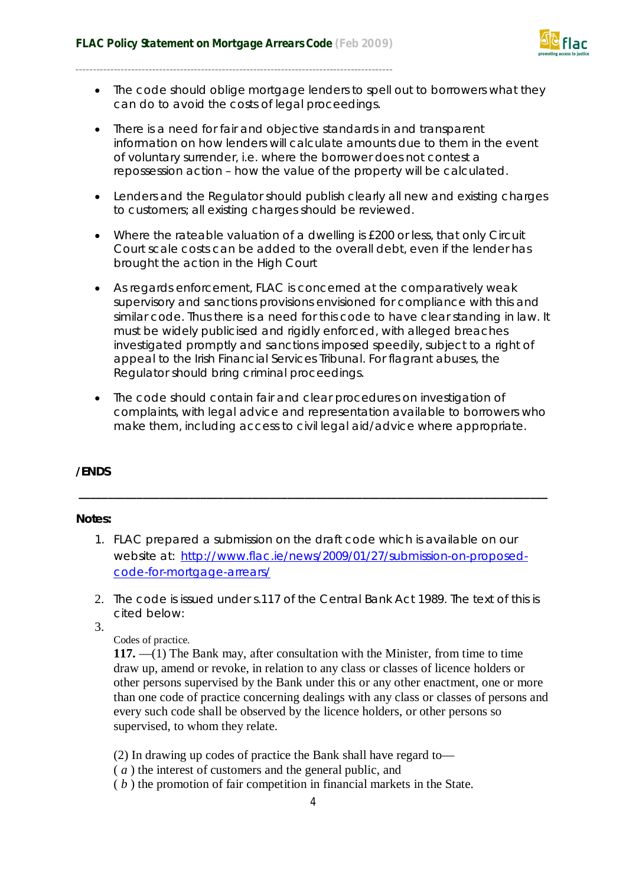- The code should oblige mortgage lenders to spell out to borrowers what they can do to avoid the costs of legal proceedings.

- There is a need for fair and objective standards in and transparent information on how lenders will calculate amounts due to them in the event of voluntary surrender, i.e. where the borrower does not contest a repossession action – how the value of the property will be calculated.

- Lenders and the Regulator should publish clearly all new and existing charges to customers; all existing charges should be reviewed.

- Where the rateable valuation of a dwelling is £200 or less, that only Circuit Court scale costs can be added to the overall debt, even if the lender has brought the action in the High Court

- As regards enforcement, FLAC is concerned at the comparatively weak supervisory and sanctions provisions envisioned for compliance with this and similar code. Thus there is a need for this code to have clear standing in law. It must be widely publicised and rigidly enforced, with alleged breaches investigated promptly and sanctions imposed speedily, subject to a right of appeal to the Irish Financial Services Tribunal. For flagrant abuses, the Regulator should bring criminal proceedings.

- The code should contain fair and clear procedures on investigation of complaints, with legal advice and representation available to borrowers who make them, including access to civil legal aid/advice where appropriate.

**/ENDS**

---

**Notes:**

1. FLAC prepared a submission on the draft code which is available on our website at: http://www.flac.ie/news/2009/01/27/submission-on-proposed-code-for-mortgage-arrears/

2. The code is issued under s.117 of the Central Bank Act 1989. The text of this is cited below:

3. Codes of practice.

   **117.** —(1) The Bank may, after consultation with the Minister, from time to time draw up, amend or revoke, in relation to any class or classes of licence holders or other persons supervised by the Bank under this or any other enactment, one or more than one code of practice concerning dealings with any class or classes of persons and every such code shall be observed by the licence holders, or other persons so supervised, to whom they relate.

   (2) In drawing up codes of practice the Bank shall have regard to—
   ( *a* ) the interest of customers and the general public, and
   ( *b* ) the promotion of fair competition in financial markets in the State.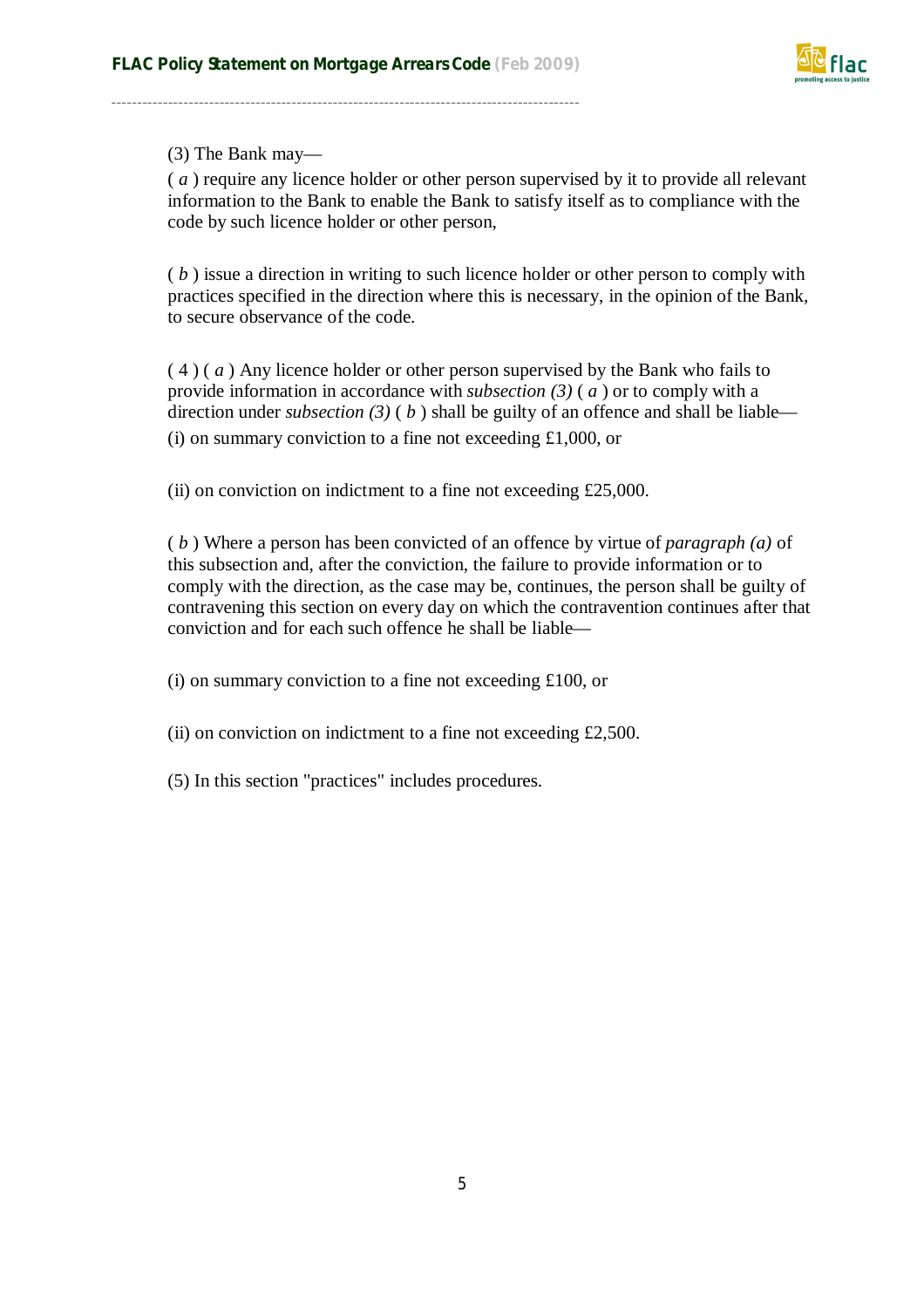(3) The Bank may—

( *a* ) require any licence holder or other person supervised by it to provide all relevant information to the Bank to enable the Bank to satisfy itself as to compliance with the code by such licence holder or other person,

( *b* ) issue a direction in writing to such licence holder or other person to comply with practices specified in the direction where this is necessary, in the opinion of the Bank, to secure observance of the code.

( 4 ) ( *a* ) Any licence holder or other person supervised by the Bank who fails to provide information in accordance with *subsection (3)* ( *a* ) or to comply with a direction under *subsection (3)* ( *b* ) shall be guilty of an offence and shall be liable—

(i) on summary conviction to a fine not exceeding £1,000, or

(ii) on conviction on indictment to a fine not exceeding £25,000.

( *b* ) Where a person has been convicted of an offence by virtue of *paragraph (a)* of this subsection and, after the conviction, the failure to provide information or to comply with the direction, as the case may be, continues, the person shall be guilty of contravening this section on every day on which the contravention continues after that conviction and for each such offence he shall be liable—

(i) on summary conviction to a fine not exceeding £100, or

(ii) on conviction on indictment to a fine not exceeding £2,500.

(5) In this section "practices" includes procedures.